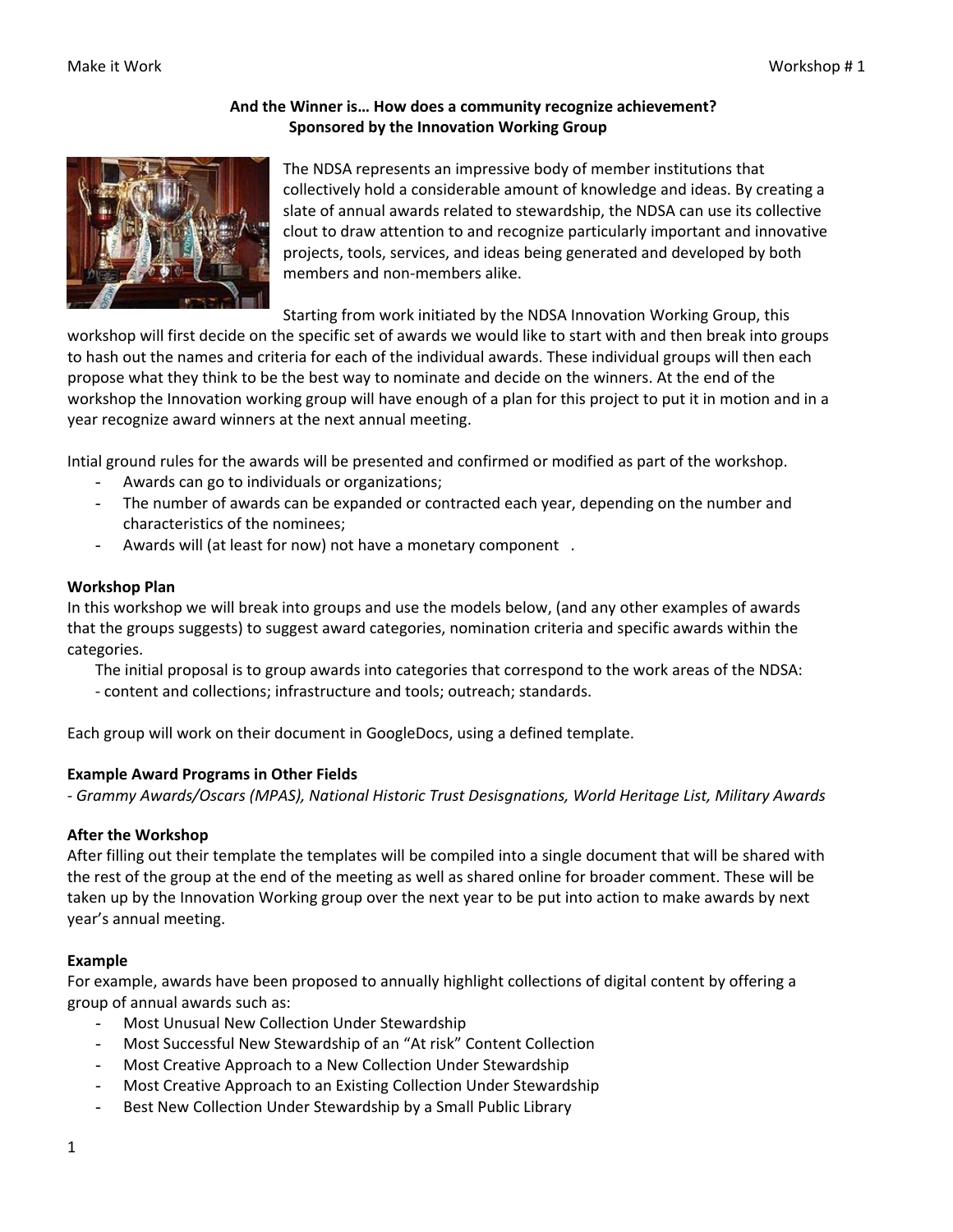**And the Winner is… How does a community recognize achievement?**
**Sponsored by the Innovation Working Group**

The NDSA represents an impressive body of member institutions that collectively hold a considerable amount of knowledge and ideas. By creating a slate of annual awards related to stewardship, the NDSA can use its collective clout to draw attention to and recognize particularly important and innovative projects, tools, services, and ideas being generated and developed by both members and non-members alike.

Starting from work initiated by the NDSA Innovation Working Group, this workshop will first decide on the specific set of awards we would like to start with and then break into groups to hash out the names and criteria for each of the individual awards. These individual groups will then each propose what they think to be the best way to nominate and decide on the winners. At the end of the workshop the Innovation working group will have enough of a plan for this project to put it in motion and in a year recognize award winners at the next annual meeting.

Intial ground rules for the awards will be presented and confirmed or modified as part of the workshop.

- Awards can go to individuals or organizations;
- The number of awards can be expanded or contracted each year, depending on the number and characteristics of the nominees;
- Awards will (at least for now) not have a monetary component .

**Workshop Plan**

In this workshop we will break into groups and use the models below, (and any other examples of awards that the groups suggests) to suggest award categories, nomination criteria and specific awards within the categories.

The initial proposal is to group awards into categories that correspond to the work areas of the NDSA:
- content and collections; infrastructure and tools; outreach; standards.

Each group will work on their document in GoogleDocs, using a defined template.

**Example Award Programs in Other Fields**

*- Grammy Awards/Oscars (MPAS), National Historic Trust Desisgnations, World Heritage List, Military Awards*

**After the Workshop**

After filling out their template the templates will be compiled into a single document that will be shared with the rest of the group at the end of the meeting as well as shared online for broader comment. These will be taken up by the Innovation Working group over the next year to be put into action to make awards by next year's annual meeting.

**Example**

For example, awards have been proposed to annually highlight collections of digital content by offering a group of annual awards such as:

- Most Unusual New Collection Under Stewardship
- Most Successful New Stewardship of an "At risk" Content Collection
- Most Creative Approach to a New Collection Under Stewardship
- Most Creative Approach to an Existing Collection Under Stewardship
- Best New Collection Under Stewardship by a Small Public Library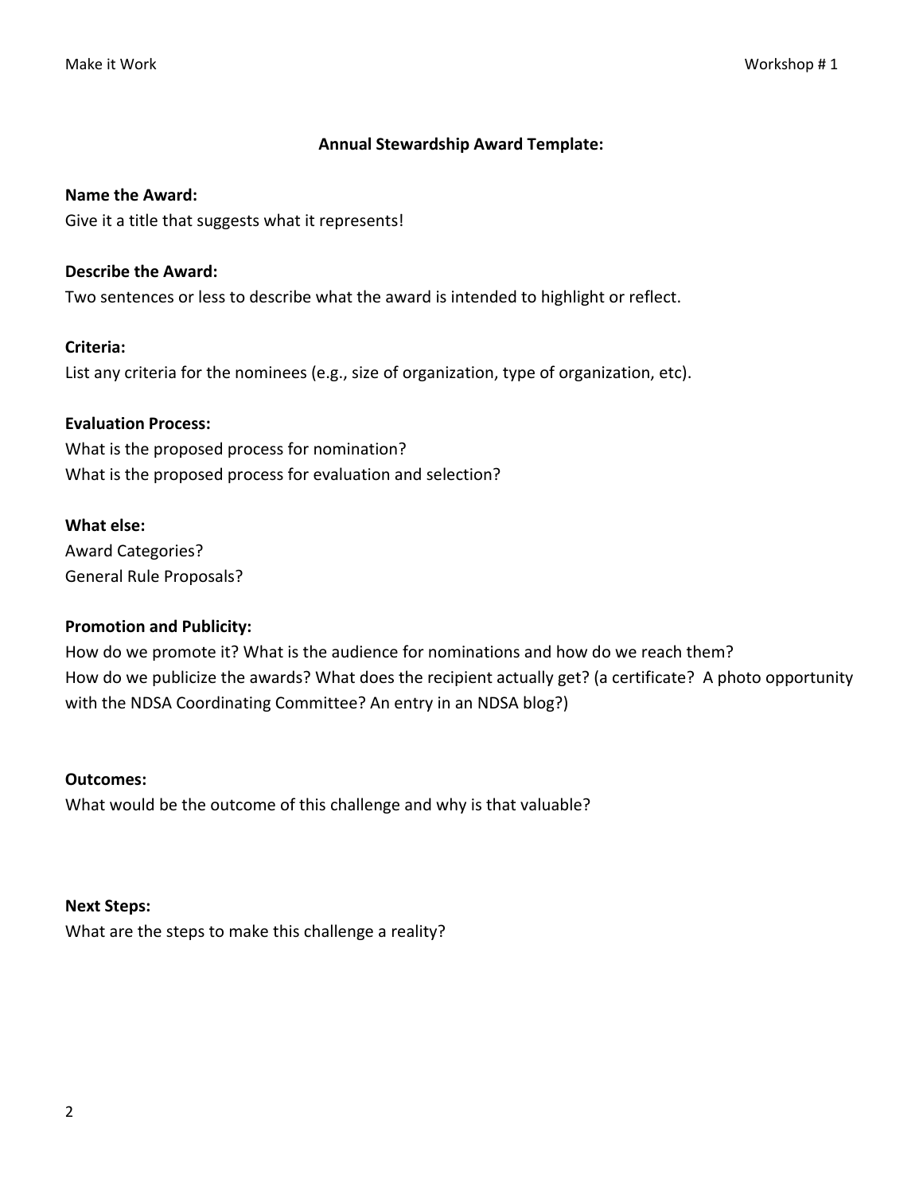## Annual Stewardship Award Template:

**Name the Award:**
Give it a title that suggests what it represents!

**Describe the Award:**
Two sentences or less to describe what the award is intended to highlight or reflect.

**Criteria:**
List any criteria for the nominees (e.g., size of organization, type of organization, etc).

**Evaluation Process:**
What is the proposed process for nomination?
What is the proposed process for evaluation and selection?

**What else:**
Award Categories?
General Rule Proposals?

**Promotion and Publicity:**
How do we promote it? What is the audience for nominations and how do we reach them?
How do we publicize the awards? What does the recipient actually get? (a certificate? A photo opportunity with the NDSA Coordinating Committee? An entry in an NDSA blog?)

**Outcomes:**
What would be the outcome of this challenge and why is that valuable?

**Next Steps:**
What are the steps to make this challenge a reality?